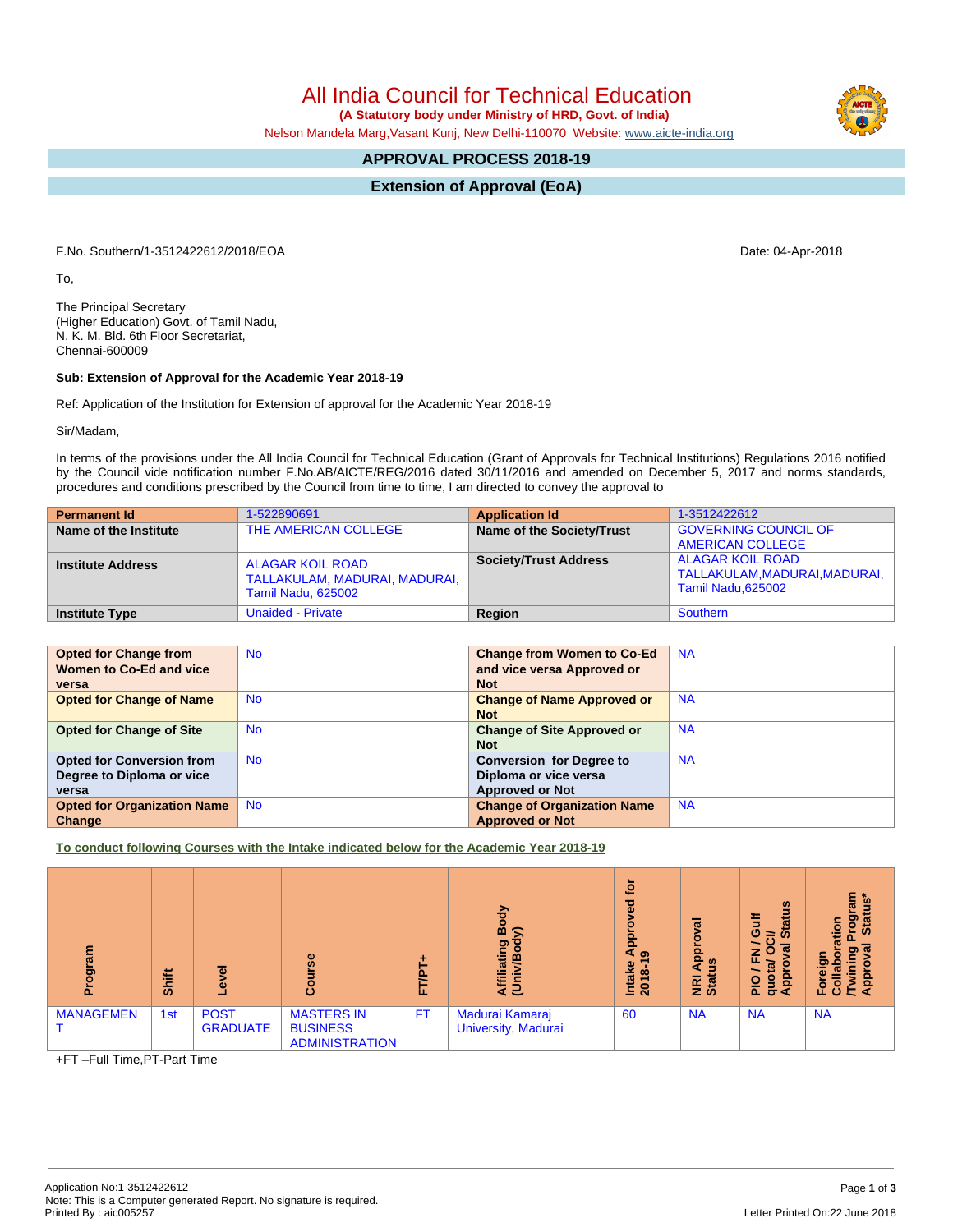# All India Council for Technical Education

**(A Statutory body under Ministry of HRD, Govt. of India)**

Nelson Mandela Marg,Vasant Kunj, New Delhi-110070 Website: www.aicte-india.org

## APPROVAL PROCESS 2018-19

## Extension of Approval (EoA)

F.No. Southern/1-3512422612/2018/EOA

Date: 04-Apr-2018

To,

The Principal Secretary
(Higher Education) Govt. of Tamil Nadu,
N. K. M. Bld. 6th Floor Secretariat,
Chennai-600009

**Sub: Extension of Approval for the Academic Year 2018-19**

Ref: Application of the Institution for Extension of approval for the Academic Year 2018-19

Sir/Madam,

In terms of the provisions under the All India Council for Technical Education (Grant of Approvals for Technical Institutions) Regulations 2016 notified by the Council vide notification number F.No.AB/AICTE/REG/2016 dated 30/11/2016 and amended on December 5, 2017 and norms standards, procedures and conditions prescribed by the Council from time to time, I am directed to convey the approval to

| **Permanent Id** | 1-522890691 | **Application Id** | 1-3512422612 |
|---|---|---|---|
| **Name of the Institute** | THE AMERICAN COLLEGE | **Name of the Society/Trust** | GOVERNING COUNCIL OF AMERICAN COLLEGE |
| **Institute Address** | ALAGAR KOIL ROAD TALLAKULAM, MADURAI, MADURAI, Tamil Nadu, 625002 | **Society/Trust Address** | ALAGAR KOIL ROAD TALLAKULAM,MADURAI,MADURAI, Tamil Nadu,625002 |
| **Institute Type** | Unaided - Private | **Region** | Southern |

| **Opted for Change from Women to Co-Ed and vice versa** | No | **Change from Women to Co-Ed and vice versa Approved or Not** | NA |
|---|---|---|---|
| **Opted for Change of Name** | No | **Change of Name Approved or Not** | NA |
| **Opted for Change of Site** | No | **Change of Site Approved or Not** | NA |
| **Opted for Conversion from Degree to Diploma or vice versa** | No | **Conversion for Degree to Diploma or vice versa Approved or Not** | NA |
| **Opted for Organization Name Change** | No | **Change of Organization Name Approved or Not** | NA |

**To conduct following Courses with the Intake indicated below for the Academic Year 2018-19**

| Program | Shift | Level | Course | FT/PT+ | Affiliating Body (Univ/Body) | Intake Approved for 2018-19 | NRI Approval Status | PIO / FN / Gulf quota/ OCI/ Approval Status | Foreign Collaboration /Twining Program Approval Status* |
|---|---|---|---|---|---|---|---|---|---|
| MANAGEMENT | 1st | POST GRADUATE | MASTERS IN BUSINESS ADMINISTRATION | FT | Madurai Kamaraj University, Madurai | 60 | NA | NA | NA |

+FT –Full Time,PT-Part Time

Application No:1-3512422612
Note: This is a Computer generated Report. No signature is required.
Printed By : aic005257

Letter Printed On:22 June 2018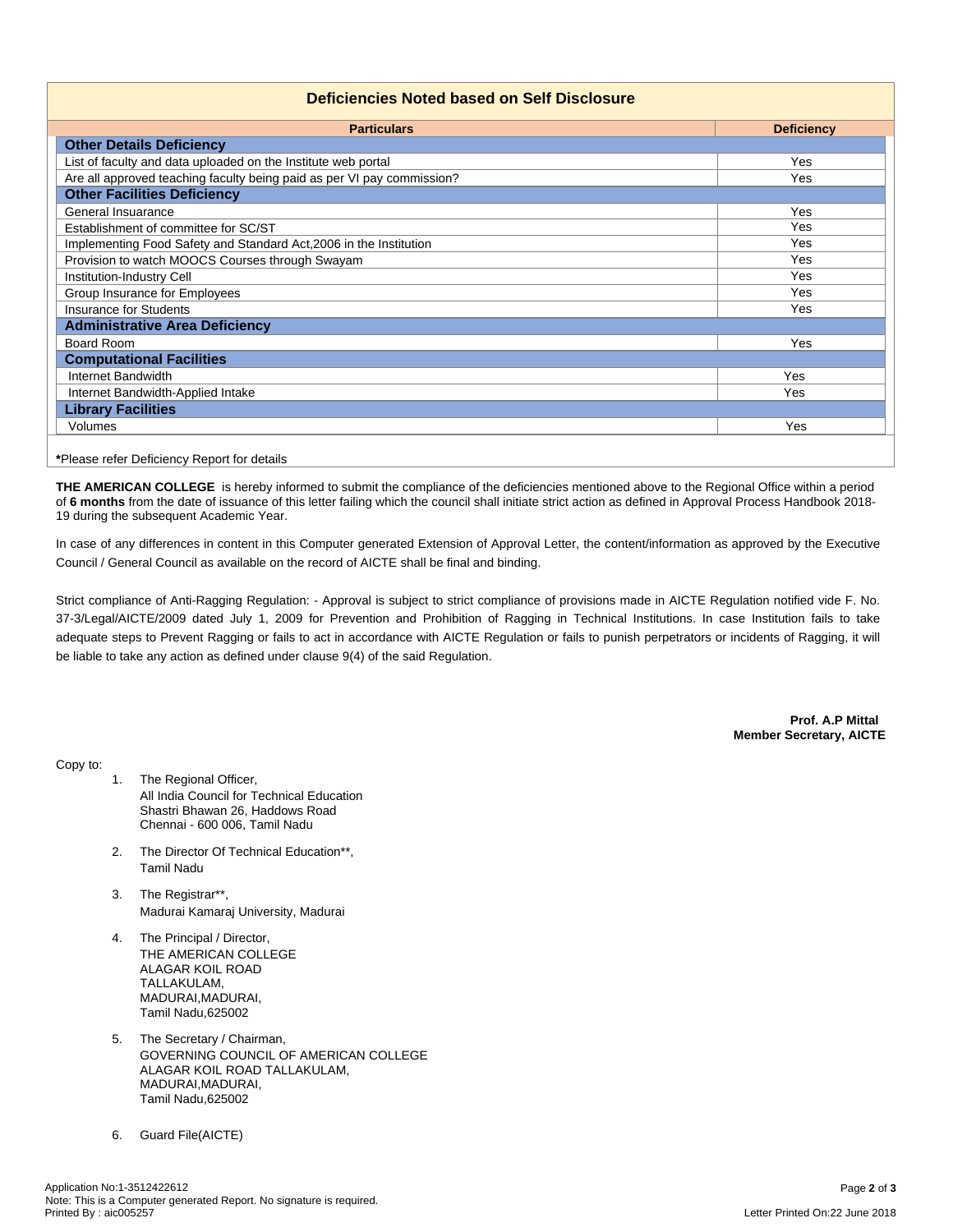## Deficiencies Noted based on Self Disclosure

| Particulars | Deficiency |
|---|---|
| **Other Details Deficiency** | |
| List of faculty and data uploaded on the Institute web portal | Yes |
| Are all approved teaching faculty being paid as per VI pay commission? | Yes |
| **Other Facilities Deficiency** | |
| General Insuarance | Yes |
| Establishment of committee for SC/ST | Yes |
| Implementing Food Safety and Standard Act,2006 in the Institution | Yes |
| Provision to watch MOOCS Courses through Swayam | Yes |
| Institution-Industry Cell | Yes |
| Group Insurance for Employees | Yes |
| Insurance for Students | Yes |
| **Administrative Area Deficiency** | |
| Board Room | Yes |
| **Computational Facilities** | |
| Internet Bandwidth | Yes |
| Internet Bandwidth-Applied Intake | Yes |
| **Library Facilities** | |
| Volumes | Yes |

***Please refer Deficiency Report for details**

**THE AMERICAN COLLEGE** is hereby informed to submit the compliance of the deficiencies mentioned above to the Regional Office within a period of **6 months** from the date of issuance of this letter failing which the council shall initiate strict action as defined in Approval Process Handbook 2018-19 during the subsequent Academic Year.

In case of any differences in content in this Computer generated Extension of Approval Letter, the content/information as approved by the Executive Council / General Council as available on the record of AICTE shall be final and binding.

Strict compliance of Anti-Ragging Regulation: - Approval is subject to strict compliance of provisions made in AICTE Regulation notified vide F. No. 37-3/Legal/AICTE/2009 dated July 1, 2009 for Prevention and Prohibition of Ragging in Technical Institutions. In case Institution fails to take adequate steps to Prevent Ragging or fails to act in accordance with AICTE Regulation or fails to punish perpetrators or incidents of Ragging, it will be liable to take any action as defined under clause 9(4) of the said Regulation.

**Prof. A.P Mittal**
**Member Secretary, AICTE**

Copy to:

1. The Regional Officer,
   All India Council for Technical Education
   Shastri Bhawan 26, Haddows Road
   Chennai - 600 006, Tamil Nadu

2. The Director Of Technical Education**,
   Tamil Nadu

3. The Registrar**,
   Madurai Kamaraj University, Madurai

4. The Principal / Director,
   THE AMERICAN COLLEGE
   ALAGAR KOIL ROAD
   TALLAKULAM,
   MADURAI,MADURAI,
   Tamil Nadu,625002

5. The Secretary / Chairman,
   GOVERNING COUNCIL OF AMERICAN COLLEGE
   ALAGAR KOIL ROAD TALLAKULAM,
   MADURAI,MADURAI,
   Tamil Nadu,625002

6. Guard File(AICTE)

Application No:1-3512422612
Note: This is a Computer generated Report. No signature is required.
Printed By : aic005257

Letter Printed On:22 June 2018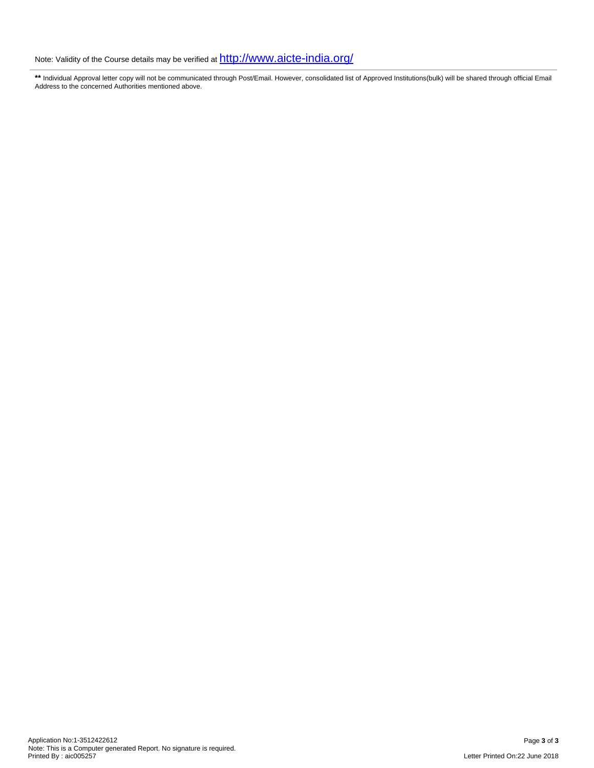Note: Validity of the Course details may be verified at http://www.aicte-india.org/

---

**\*\*** Individual Approval letter copy will not be communicated through Post/Email. However, consolidated list of Approved Institutions(bulk) will be shared through official Email Address to the concerned Authorities mentioned above.

Application No:1-3512422612
Note: This is a Computer generated Report. No signature is required.
Printed By : aic005257

Letter Printed On:22 June 2018